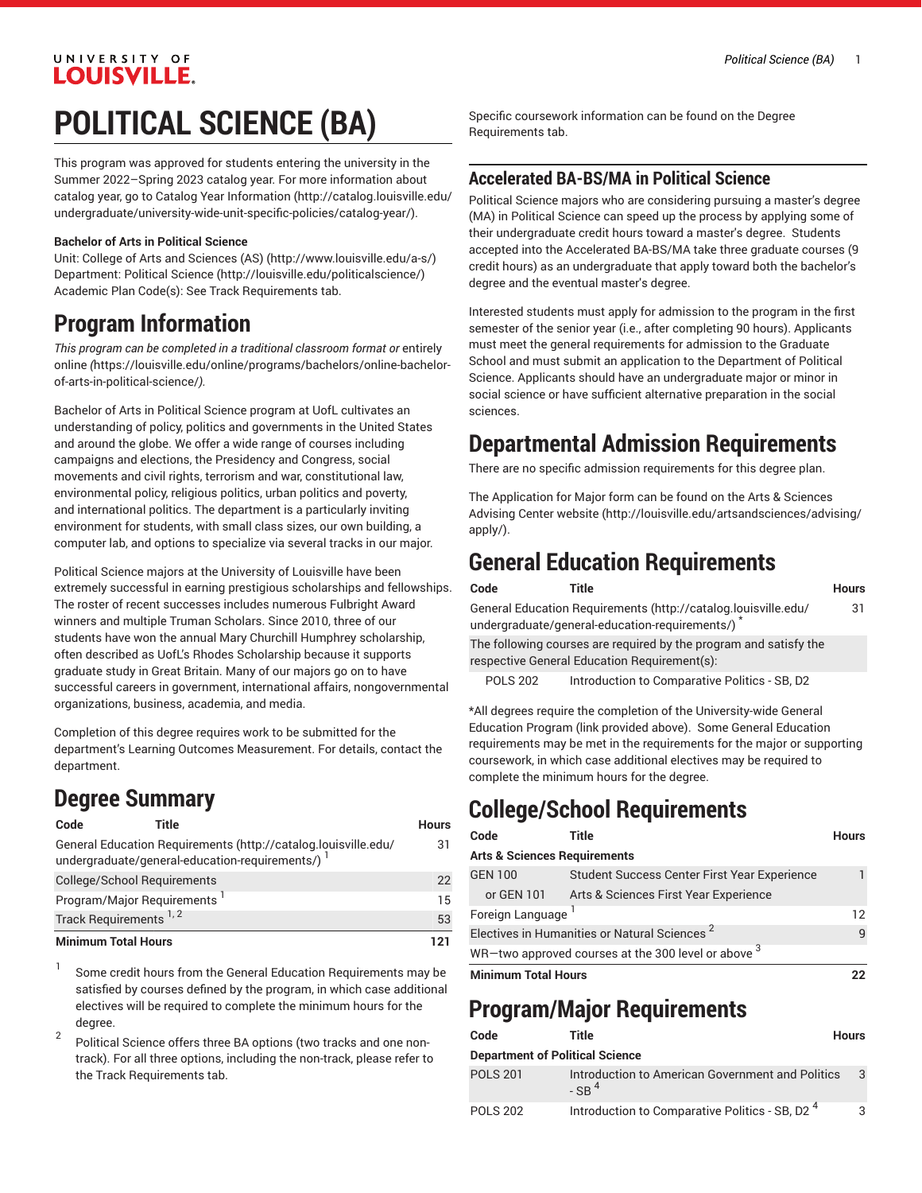# POLITICAL SCIENCE (BA)

This program was approved for students entering the university in the Summer 2022–Spring 2023 catalog year. For more information about catalog year, go to Catalog Year Information (http://catalog.louisville.edu/undergraduate/university-wide-unit-specific-policies/catalog-year/).

**Bachelor of Arts in Political Science**
Unit: College of Arts and Sciences (AS) (http://www.louisville.edu/a-s/)
Department: Political Science (http://louisville.edu/politicalscience/)
Academic Plan Code(s): See Track Requirements tab.

## Program Information

*This program can be completed in a traditional classroom format or* entirely online *(*https://louisville.edu/online/programs/bachelors/online-bachelor-of-arts-in-political-science/*).*

Bachelor of Arts in Political Science program at UofL cultivates an understanding of policy, politics and governments in the United States and around the globe. We offer a wide range of courses including campaigns and elections, the Presidency and Congress, social movements and civil rights, terrorism and war, constitutional law, environmental policy, religious politics, urban politics and poverty, and international politics. The department is a particularly inviting environment for students, with small class sizes, our own building, a computer lab, and options to specialize via several tracks in our major.

Political Science majors at the University of Louisville have been extremely successful in earning prestigious scholarships and fellowships. The roster of recent successes includes numerous Fulbright Award winners and multiple Truman Scholars. Since 2010, three of our students have won the annual Mary Churchill Humphrey scholarship, often described as UofL's Rhodes Scholarship because it supports graduate study in Great Britain. Many of our majors go on to have successful careers in government, international affairs, nongovernmental organizations, business, academia, and media.

Completion of this degree requires work to be submitted for the department's Learning Outcomes Measurement. For details, contact the department.

## Degree Summary

| Code | Title | Hours |
|---|---|---|
| General Education Requirements (http://catalog.louisville.edu/undergraduate/general-education-requirements/) [1] | | 31 |
| College/School Requirements | | 22 |
| Program/Major Requirements [1] | | 15 |
| Track Requirements [1, 2] | | 53 |
| **Minimum Total Hours** | | **121** |

1. Some credit hours from the General Education Requirements may be satisfied by courses defined by the program, in which case additional electives will be required to complete the minimum hours for the degree.
2. Political Science offers three BA options (two tracks and one non-track). For all three options, including the non-track, please refer to the Track Requirements tab.

Specific coursework information can be found on the Degree Requirements tab.

### Accelerated BA-BS/MA in Political Science

Political Science majors who are considering pursuing a master's degree (MA) in Political Science can speed up the process by applying some of their undergraduate credit hours toward a master's degree. Students accepted into the Accelerated BA-BS/MA take three graduate courses (9 credit hours) as an undergraduate that apply toward both the bachelor's degree and the eventual master's degree.

Interested students must apply for admission to the program in the first semester of the senior year (i.e., after completing 90 hours). Applicants must meet the general requirements for admission to the Graduate School and must submit an application to the Department of Political Science. Applicants should have an undergraduate major or minor in social science or have sufficient alternative preparation in the social sciences.

## Departmental Admission Requirements

There are no specific admission requirements for this degree plan.

The Application for Major form can be found on the Arts & Sciences Advising Center website (http://louisville.edu/artsandsciences/advising/apply/).

## General Education Requirements

| Code | Title | Hours |
|---|---|---|
| General Education Requirements (http://catalog.louisville.edu/undergraduate/general-education-requirements/) * | | 31 |
| The following courses are required by the program and satisfy the respective General Education Requirement(s): | | |
| POLS 202 | Introduction to Comparative Politics - SB, D2 | |

*All degrees require the completion of the University-wide General Education Program (link provided above). Some General Education requirements may be met in the requirements for the major or supporting coursework, in which case additional electives may be required to complete the minimum hours for the degree.

## College/School Requirements

| Code | Title | Hours |
|---|---|---|
| **Arts & Sciences Requirements** | | |
| GEN 100 | Student Success Center First Year Experience | 1 |
| or GEN 101 | Arts & Sciences First Year Experience | |
| Foreign Language [1] | | 12 |
| Electives in Humanities or Natural Sciences [2] | | 9 |
| WR—two approved courses at the 300 level or above [3] | | |
| **Minimum Total Hours** | | **22** |

## Program/Major Requirements

| Code | Title | Hours |
|---|---|---|
| **Department of Political Science** | | |
| POLS 201 | Introduction to American Government and Politics - SB [4] | 3 |
| POLS 202 | Introduction to Comparative Politics - SB, D2 [4] | 3 |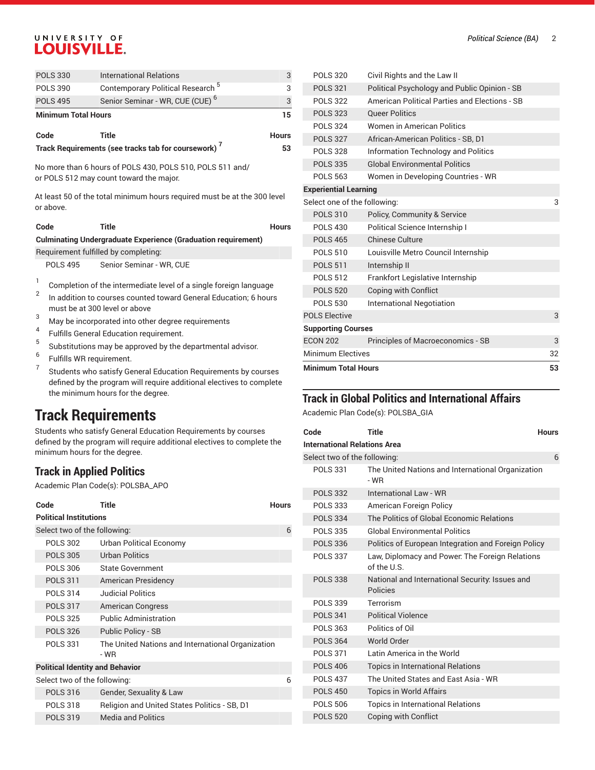| | | |
|---|---|---|
| POLS 330 | International Relations | 3 |
| POLS 390 | Contemporary Political Research [5] | 3 |
| POLS 495 | Senior Seminar - WR, CUE (CUE) [6] | 3 |
| **Minimum Total Hours** | | **15** |

| Code | Title | Hours |
|---|---|---|
| **Track Requirements (see tracks tab for coursework)** [7] | | **53** |

No more than 6 hours of POLS 430, POLS 510, POLS 511 and/or POLS 512 may count toward the major.

At least 50 of the total minimum hours required must be at the 300 level or above.

| Code | Title | Hours |
|---|---|---|
| **Culminating Undergraduate Experience (Graduation requirement)** | | |
| Requirement fulfilled by completing: | | |
| POLS 495 | Senior Seminar - WR, CUE | |

1. Completion of the intermediate level of a single foreign language
2. In addition to courses counted toward General Education; 6 hours must be at 300 level or above
3. May be incorporated into other degree requirements
4. Fulfills General Education requirement.
5. Substitutions may be approved by the departmental advisor.
6. Fulfills WR requirement.
7. Students who satisfy General Education Requirements by courses defined by the program will require additional electives to complete the minimum hours for the degree.

# Track Requirements

Students who satisfy General Education Requirements by courses defined by the program will require additional electives to complete the minimum hours for the degree.

## Track in Applied Politics

Academic Plan Code(s): POLSBA_APO

| Code | Title | Hours |
|---|---|---|
| **Political Institutions** | | |
| Select two of the following: | | 6 |
| POLS 302 | Urban Political Economy | |
| POLS 305 | Urban Politics | |
| POLS 306 | State Government | |
| POLS 311 | American Presidency | |
| POLS 314 | Judicial Politics | |
| POLS 317 | American Congress | |
| POLS 325 | Public Administration | |
| POLS 326 | Public Policy - SB | |
| POLS 331 | The United Nations and International Organization - WR | |
| **Political Identity and Behavior** | | |
| Select two of the following: | | 6 |
| POLS 316 | Gender, Sexuality & Law | |
| POLS 318 | Religion and United States Politics - SB, D1 | |
| POLS 319 | Media and Politics | |
| POLS 320 | Civil Rights and the Law II | |
| POLS 321 | Political Psychology and Public Opinion - SB | |
| POLS 322 | American Political Parties and Elections - SB | |
| POLS 323 | Queer Politics | |
| POLS 324 | Women in American Politics | |
| POLS 327 | African-American Politics - SB, D1 | |
| POLS 328 | Information Technology and Politics | |
| POLS 335 | Global Environmental Politics | |
| POLS 563 | Women in Developing Countries - WR | |
| **Experiential Learning** | | |
| Select one of the following: | | 3 |
| POLS 310 | Policy, Community & Service | |
| POLS 430 | Political Science Internship I | |
| POLS 465 | Chinese Culture | |
| POLS 510 | Louisville Metro Council Internship | |
| POLS 511 | Internship II | |
| POLS 512 | Frankfort Legislative Internship | |
| POLS 520 | Coping with Conflict | |
| POLS 530 | International Negotiation | |
| POLS Elective | | 3 |
| **Supporting Courses** | | |
| ECON 202 | Principles of Macroeconomics - SB | 3 |
| Minimum Electives | | 32 |
| **Minimum Total Hours** | | **53** |

## Track in Global Politics and International Affairs

Academic Plan Code(s): POLSBA_GIA

| Code | Title | Hours |
|---|---|---|
| **International Relations Area** | | |
| Select two of the following: | | 6 |
| POLS 331 | The United Nations and International Organization - WR | |
| POLS 332 | International Law - WR | |
| POLS 333 | American Foreign Policy | |
| POLS 334 | The Politics of Global Economic Relations | |
| POLS 335 | Global Environmental Politics | |
| POLS 336 | Politics of European Integration and Foreign Policy | |
| POLS 337 | Law, Diplomacy and Power: The Foreign Relations of the U.S. | |
| POLS 338 | National and International Security: Issues and Policies | |
| POLS 339 | Terrorism | |
| POLS 341 | Political Violence | |
| POLS 363 | Politics of Oil | |
| POLS 364 | World Order | |
| POLS 371 | Latin America in the World | |
| POLS 406 | Topics in International Relations | |
| POLS 437 | The United States and East Asia - WR | |
| POLS 450 | Topics in World Affairs | |
| POLS 506 | Topics in International Relations | |
| POLS 520 | Coping with Conflict | |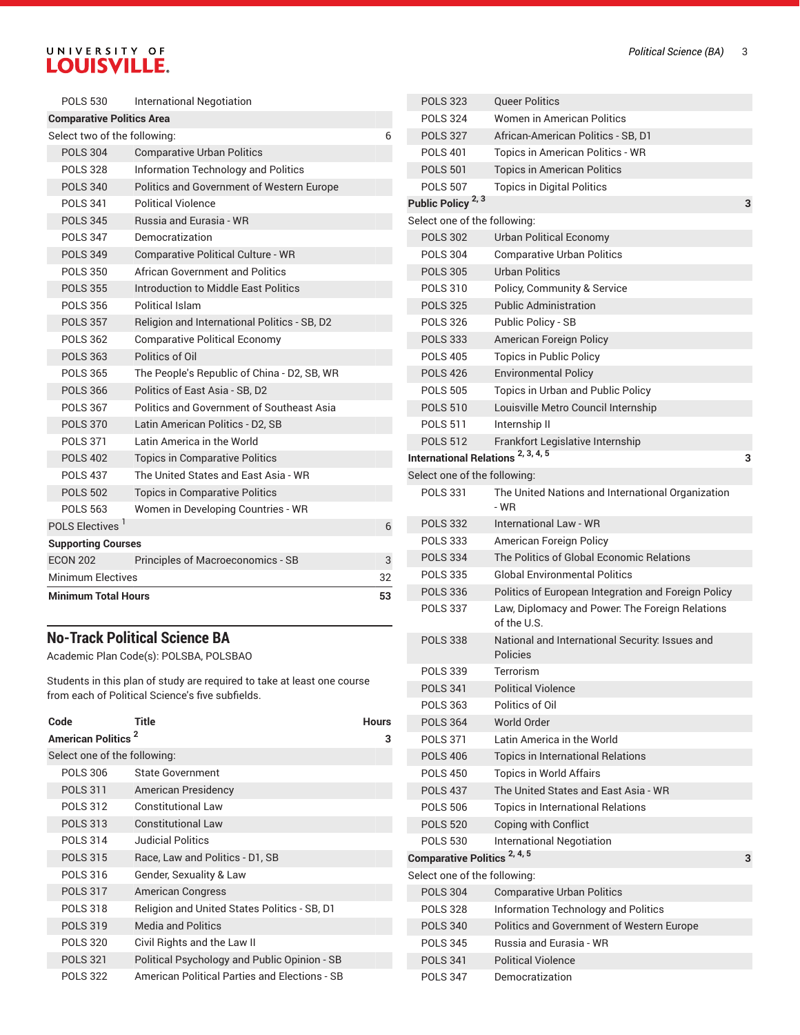| Code | Title | Hours |
|---|---|---|
| POLS 530 | International Negotiation | |
| **Comparative Politics Area** | | |
| Select two of the following: | | 6 |
| POLS 304 | Comparative Urban Politics | |
| POLS 328 | Information Technology and Politics | |
| POLS 340 | Politics and Government of Western Europe | |
| POLS 341 | Political Violence | |
| POLS 345 | Russia and Eurasia - WR | |
| POLS 347 | Democratization | |
| POLS 349 | Comparative Political Culture - WR | |
| POLS 350 | African Government and Politics | |
| POLS 355 | Introduction to Middle East Politics | |
| POLS 356 | Political Islam | |
| POLS 357 | Religion and International Politics - SB, D2 | |
| POLS 362 | Comparative Political Economy | |
| POLS 363 | Politics of Oil | |
| POLS 365 | The People's Republic of China - D2, SB, WR | |
| POLS 366 | Politics of East Asia - SB, D2 | |
| POLS 367 | Politics and Government of Southeast Asia | |
| POLS 370 | Latin American Politics - D2, SB | |
| POLS 371 | Latin America in the World | |
| POLS 402 | Topics in Comparative Politics | |
| POLS 437 | The United States and East Asia - WR | |
| POLS 502 | Topics in Comparative Politics | |
| POLS 563 | Women in Developing Countries - WR | |
| POLS Electives [1] | | 6 |
| **Supporting Courses** | | |
| ECON 202 | Principles of Macroeconomics - SB | 3 |
| Minimum Electives | | 32 |
| **Minimum Total Hours** | | **53** |

## No-Track Political Science BA

Academic Plan Code(s): POLSBA, POLSBAO

Students in this plan of study are required to take at least one course from each of Political Science's five subfields.

| Code | Title | Hours |
|---|---|---|
| **American Politics** [2] | | 3 |
| Select one of the following: | | |
| POLS 306 | State Government | |
| POLS 311 | American Presidency | |
| POLS 312 | Constitutional Law | |
| POLS 313 | Constitutional Law | |
| POLS 314 | Judicial Politics | |
| POLS 315 | Race, Law and Politics - D1, SB | |
| POLS 316 | Gender, Sexuality & Law | |
| POLS 317 | American Congress | |
| POLS 318 | Religion and United States Politics - SB, D1 | |
| POLS 319 | Media and Politics | |
| POLS 320 | Civil Rights and the Law II | |
| POLS 321 | Political Psychology and Public Opinion - SB | |
| POLS 322 | American Political Parties and Elections - SB | |
| POLS 323 | Queer Politics | |
| POLS 324 | Women in American Politics | |
| POLS 327 | African-American Politics - SB, D1 | |
| POLS 401 | Topics in American Politics - WR | |
| POLS 501 | Topics in American Politics | |
| POLS 507 | Topics in Digital Politics | |
| **Public Policy** [2, 3] | | 3 |
| Select one of the following: | | |
| POLS 302 | Urban Political Economy | |
| POLS 304 | Comparative Urban Politics | |
| POLS 305 | Urban Politics | |
| POLS 310 | Policy, Community & Service | |
| POLS 325 | Public Administration | |
| POLS 326 | Public Policy - SB | |
| POLS 333 | American Foreign Policy | |
| POLS 405 | Topics in Public Policy | |
| POLS 426 | Environmental Policy | |
| POLS 505 | Topics in Urban and Public Policy | |
| POLS 510 | Louisville Metro Council Internship | |
| POLS 511 | Internship II | |
| POLS 512 | Frankfort Legislative Internship | |
| **International Relations** [2, 3, 4, 5] | | 3 |
| Select one of the following: | | |
| POLS 331 | The United Nations and International Organization - WR | |
| POLS 332 | International Law - WR | |
| POLS 333 | American Foreign Policy | |
| POLS 334 | The Politics of Global Economic Relations | |
| POLS 335 | Global Environmental Politics | |
| POLS 336 | Politics of European Integration and Foreign Policy | |
| POLS 337 | Law, Diplomacy and Power: The Foreign Relations of the U.S. | |
| POLS 338 | National and International Security: Issues and Policies | |
| POLS 339 | Terrorism | |
| POLS 341 | Political Violence | |
| POLS 363 | Politics of Oil | |
| POLS 364 | World Order | |
| POLS 371 | Latin America in the World | |
| POLS 406 | Topics in International Relations | |
| POLS 450 | Topics in World Affairs | |
| POLS 437 | The United States and East Asia - WR | |
| POLS 506 | Topics in International Relations | |
| POLS 520 | Coping with Conflict | |
| POLS 530 | International Negotiation | |
| **Comparative Politics** [2, 4, 5] | | 3 |
| Select one of the following: | | |
| POLS 304 | Comparative Urban Politics | |
| POLS 328 | Information Technology and Politics | |
| POLS 340 | Politics and Government of Western Europe | |
| POLS 345 | Russia and Eurasia - WR | |
| POLS 341 | Political Violence | |
| POLS 347 | Democratization | |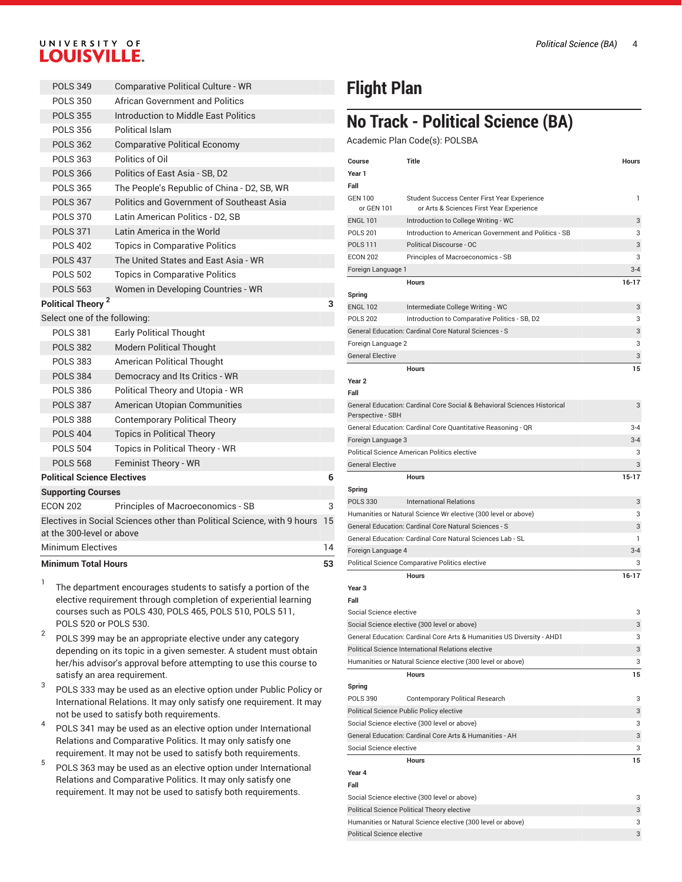| | | |
|---|---|---|
| POLS 349 | Comparative Political Culture - WR | |
| POLS 350 | African Government and Politics | |
| POLS 355 | Introduction to Middle East Politics | |
| POLS 356 | Political Islam | |
| POLS 362 | Comparative Political Economy | |
| POLS 363 | Politics of Oil | |
| POLS 366 | Politics of East Asia - SB, D2 | |
| POLS 365 | The People's Republic of China - D2, SB, WR | |
| POLS 367 | Politics and Government of Southeast Asia | |
| POLS 370 | Latin American Politics - D2, SB | |
| POLS 371 | Latin America in the World | |
| POLS 402 | Topics in Comparative Politics | |
| POLS 437 | The United States and East Asia - WR | |
| POLS 502 | Topics in Comparative Politics | |
| POLS 563 | Women in Developing Countries - WR | |
| **Political Theory** [2] | | **3** |
| Select one of the following: | | |
| POLS 381 | Early Political Thought | |
| POLS 382 | Modern Political Thought | |
| POLS 383 | American Political Thought | |
| POLS 384 | Democracy and Its Critics - WR | |
| POLS 386 | Political Theory and Utopia - WR | |
| POLS 387 | American Utopian Communities | |
| POLS 388 | Contemporary Political Theory | |
| POLS 404 | Topics in Political Theory | |
| POLS 504 | Topics in Political Theory - WR | |
| POLS 568 | Feminist Theory - WR | |
| **Political Science Electives** | | **6** |
| **Supporting Courses** | | |
| ECON 202 | Principles of Macroeconomics - SB | 3 |
| Electives in Social Sciences other than Political Science, with 9 hours at the 300-level or above | | 15 |
| Minimum Electives | | 14 |
| **Minimum Total Hours** | | **53** |

1. The department encourages students to satisfy a portion of the elective requirement through completion of experiential learning courses such as POLS 430, POLS 465, POLS 510, POLS 511, POLS 520 or POLS 530.
2. POLS 399 may be an appropriate elective under any category depending on its topic in a given semester. A student must obtain her/his advisor's approval before attempting to use this course to satisfy an area requirement.
3. POLS 333 may be used as an elective option under Public Policy or International Relations. It may only satisfy one requirement. It may not be used to satisfy both requirements.
4. POLS 341 may be used as an elective option under International Relations and Comparative Politics. It may only satisfy one requirement. It may not be used to satisfy both requirements.
5. POLS 363 may be used as an elective option under International Relations and Comparative Politics. It may only satisfy one requirement. It may not be used to satisfy both requirements.

# Flight Plan

## No Track - Political Science (BA)

Academic Plan Code(s): POLSBA

| Course | Title | Hours |
|---|---|---|
| **Year 1** | | |
| **Fall** | | |
| GEN 100 or GEN 101 | Student Success Center First Year Experience or Arts & Sciences First Year Experience | 1 |
| ENGL 101 | Introduction to College Writing - WC | 3 |
| POLS 201 | Introduction to American Government and Politics - SB | 3 |
| POLS 111 | Political Discourse - OC | 3 |
| ECON 202 | Principles of Macroeconomics - SB | 3 |
| Foreign Language 1 | | 3-4 |
| | **Hours** | **16-17** |
| **Spring** | | |
| ENGL 102 | Intermediate College Writing - WC | 3 |
| POLS 202 | Introduction to Comparative Politics - SB, D2 | 3 |
| General Education: Cardinal Core Natural Sciences - S | | 3 |
| Foreign Language 2 | | 3 |
| General Elective | | 3 |
| | **Hours** | **15** |
| **Year 2** | | |
| **Fall** | | |
| General Education: Cardinal Core Social & Behavioral Sciences Historical Perspective - SBH | | 3 |
| General Education: Cardinal Core Quantitative Reasoning - QR | | 3-4 |
| Foreign Language 3 | | 3-4 |
| Political Science American Politics elective | | 3 |
| General Elective | | 3 |
| | **Hours** | **15-17** |
| **Spring** | | |
| POLS 330 | International Relations | 3 |
| Humanities or Natural Science Wr elective (300 level or above) | | 3 |
| General Education: Cardinal Core Natural Sciences - S | | 3 |
| General Education: Cardinal Core Natural Sciences Lab - SL | | 1 |
| Foreign Language 4 | | 3-4 |
| Political Science Comparative Politics elective | | 3 |
| | **Hours** | **16-17** |
| **Year 3** | | |
| **Fall** | | |
| Social Science elective | | 3 |
| Social Science elective (300 level or above) | | 3 |
| General Education: Cardinal Core Arts & Humanities US Diversity - AHD1 | | 3 |
| Political Science International Relations elective | | 3 |
| Humanities or Natural Science elective (300 level or above) | | 3 |
| | **Hours** | **15** |
| **Spring** | | |
| POLS 390 | Contemporary Political Research | 3 |
| Political Science Public Policy elective | | 3 |
| Social Science elective (300 level or above) | | 3 |
| General Education: Cardinal Core Arts & Humanities - AH | | 3 |
| Social Science elective | | 3 |
| | **Hours** | **15** |
| **Year 4** | | |
| **Fall** | | |
| Social Science elective (300 level or above) | | 3 |
| Political Science Political Theory elective | | 3 |
| Humanities or Natural Science elective (300 level or above) | | 3 |
| Political Science elective | | 3 |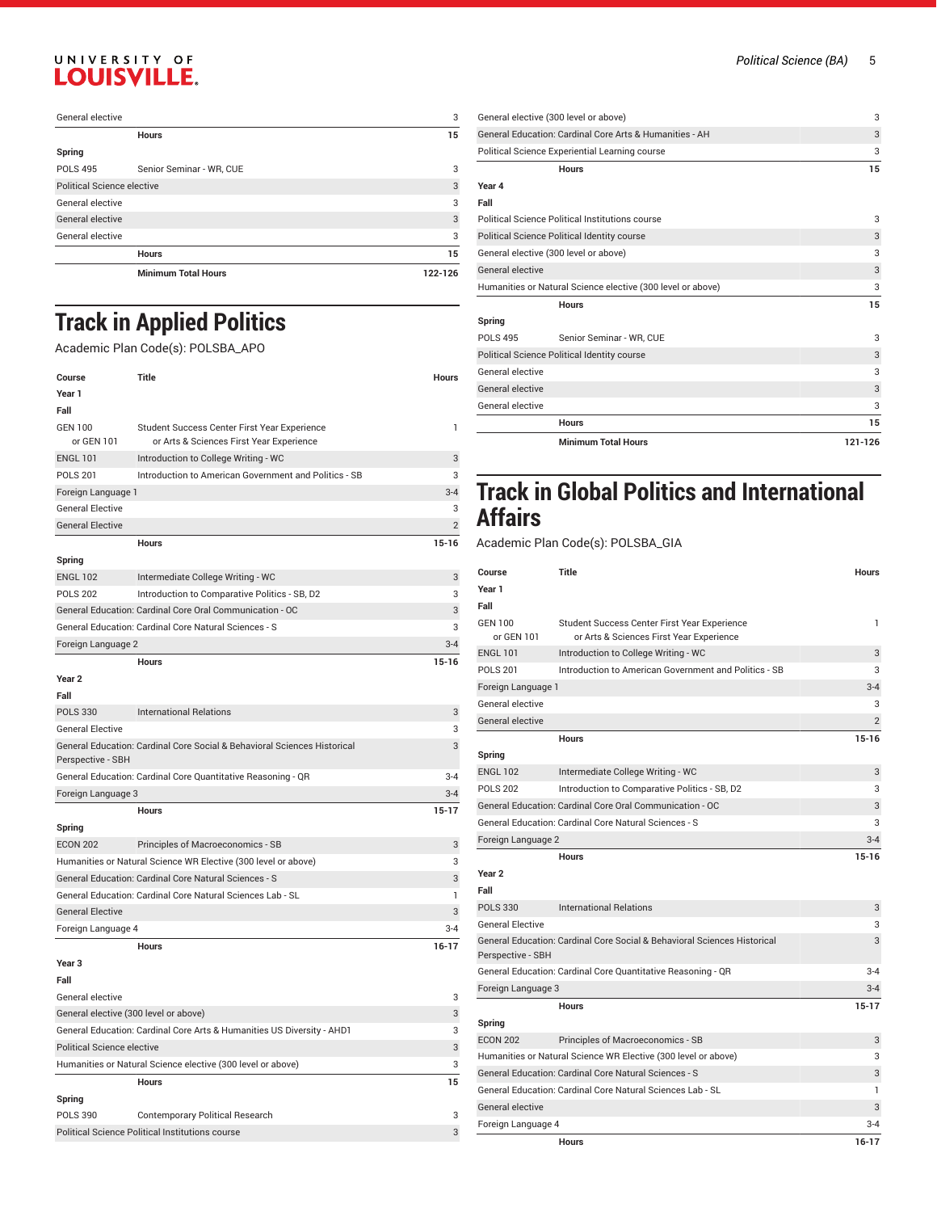| | | |
|---|---|---|
| General elective | | 3 |
| | Hours | 15 |
| **Spring** | | |
| POLS 495 | Senior Seminar - WR, CUE | 3 |
| Political Science elective | | 3 |
| General elective | | 3 |
| General elective | | 3 |
| General elective | | 3 |
| | Hours | 15 |
| | Minimum Total Hours | 122-126 |

# Track in Applied Politics

Academic Plan Code(s): POLSBA_APO

| Course | Title | Hours |
|---|---|---|
| **Year 1** | | |
| **Fall** | | |
| GEN 100<br>or GEN 101 | Student Success Center First Year Experience<br>or Arts & Sciences First Year Experience | 1 |
| ENGL 101 | Introduction to College Writing - WC | 3 |
| POLS 201 | Introduction to American Government and Politics - SB | 3 |
| Foreign Language 1 | | 3-4 |
| General Elective | | 3 |
| General Elective | | 2 |
| | Hours | 15-16 |
| **Spring** | | |
| ENGL 102 | Intermediate College Writing - WC | 3 |
| POLS 202 | Introduction to Comparative Politics - SB, D2 | 3 |
| General Education: Cardinal Core Oral Communication - OC | | 3 |
| General Education: Cardinal Core Natural Sciences - S | | 3 |
| Foreign Language 2 | | 3-4 |
| | Hours | 15-16 |
| **Year 2** | | |
| **Fall** | | |
| POLS 330 | International Relations | 3 |
| General Elective | | 3 |
| General Education: Cardinal Core Social & Behavioral Sciences Historical Perspective - SBH | | 3 |
| General Education: Cardinal Core Quantitative Reasoning - QR | | 3-4 |
| Foreign Language 3 | | 3-4 |
| | Hours | 15-17 |
| **Spring** | | |
| ECON 202 | Principles of Macroeconomics - SB | 3 |
| Humanities or Natural Science WR Elective (300 level or above) | | 3 |
| General Education: Cardinal Core Natural Sciences - S | | 3 |
| General Education: Cardinal Core Natural Sciences Lab - SL | | 1 |
| General Elective | | 3 |
| Foreign Language 4 | | 3-4 |
| | Hours | 16-17 |
| **Year 3** | | |
| **Fall** | | |
| General elective | | 3 |
| General elective (300 level or above) | | 3 |
| General Education: Cardinal Core Arts & Humanities US Diversity - AHD1 | | 3 |
| Political Science elective | | 3 |
| Humanities or Natural Science elective (300 level or above) | | 3 |
| | Hours | 15 |
| **Spring** | | |
| POLS 390 | Contemporary Political Research | 3 |
| Political Science Political Institutions course | | 3 |
| General elective (300 level or above) | | 3 |
| General Education: Cardinal Core Arts & Humanities - AH | | 3 |
| Political Science Experiential Learning course | | 3 |
| | Hours | 15 |
| **Year 4** | | |
| **Fall** | | |
| Political Science Political Institutions course | | 3 |
| Political Science Political Identity course | | 3 |
| General elective (300 level or above) | | 3 |
| General elective | | 3 |
| Humanities or Natural Science elective (300 level or above) | | 3 |
| | Hours | 15 |
| **Spring** | | |
| POLS 495 | Senior Seminar - WR, CUE | 3 |
| Political Science Political Identity course | | 3 |
| General elective | | 3 |
| General elective | | 3 |
| General elective | | 3 |
| | Hours | 15 |
| | Minimum Total Hours | 121-126 |

# Track in Global Politics and International Affairs

Academic Plan Code(s): POLSBA_GIA

| Course | Title | Hours |
|---|---|---|
| **Year 1** | | |
| **Fall** | | |
| GEN 100<br>or GEN 101 | Student Success Center First Year Experience<br>or Arts & Sciences First Year Experience | 1 |
| ENGL 101 | Introduction to College Writing - WC | 3 |
| POLS 201 | Introduction to American Government and Politics - SB | 3 |
| Foreign Language 1 | | 3-4 |
| General elective | | 3 |
| General elective | | 2 |
| | Hours | 15-16 |
| **Spring** | | |
| ENGL 102 | Intermediate College Writing - WC | 3 |
| POLS 202 | Introduction to Comparative Politics - SB, D2 | 3 |
| General Education: Cardinal Core Oral Communication - OC | | 3 |
| General Education: Cardinal Core Natural Sciences - S | | 3 |
| Foreign Language 2 | | 3-4 |
| | Hours | 15-16 |
| **Year 2** | | |
| **Fall** | | |
| POLS 330 | International Relations | 3 |
| General Elective | | 3 |
| General Education: Cardinal Core Social & Behavioral Sciences Historical Perspective - SBH | | 3 |
| General Education: Cardinal Core Quantitative Reasoning - QR | | 3-4 |
| Foreign Language 3 | | 3-4 |
| | Hours | 15-17 |
| **Spring** | | |
| ECON 202 | Principles of Macroeconomics - SB | 3 |
| Humanities or Natural Science WR Elective (300 level or above) | | 3 |
| General Education: Cardinal Core Natural Sciences - S | | 3 |
| General Education: Cardinal Core Natural Sciences Lab - SL | | 1 |
| General elective | | 3 |
| Foreign Language 4 | | 3-4 |
| | Hours | 16-17 |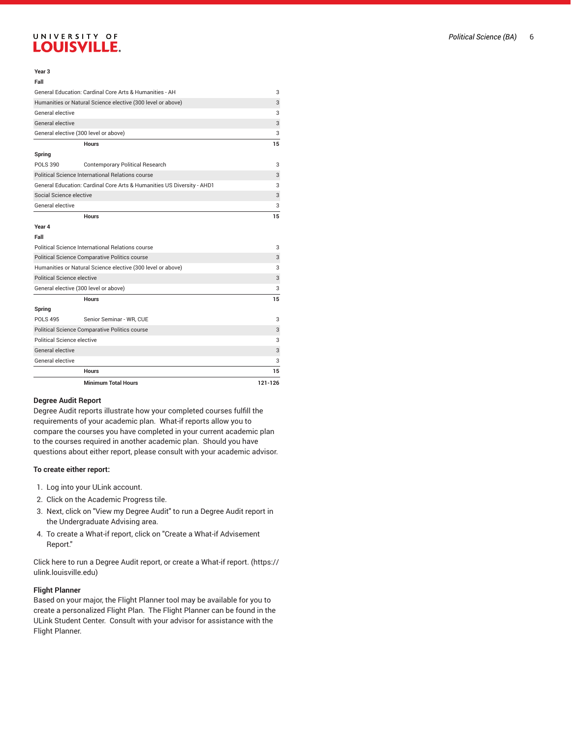| | | |
|---|---|---|
| **Year 3** | | |
| **Fall** | | |
| General Education: Cardinal Core Arts & Humanities - AH | | 3 |
| Humanities or Natural Science elective (300 level or above) | | 3 |
| General elective | | 3 |
| General elective | | 3 |
| General elective (300 level or above) | | 3 |
| | **Hours** | **15** |
| **Spring** | | |
| POLS 390 | Contemporary Political Research | 3 |
| Political Science International Relations course | | 3 |
| General Education: Cardinal Core Arts & Humanities US Diversity - AHD1 | | 3 |
| Social Science elective | | 3 |
| General elective | | 3 |
| | **Hours** | **15** |
| **Year 4** | | |
| **Fall** | | |
| Political Science International Relations course | | 3 |
| Political Science Comparative Politics course | | 3 |
| Humanities or Natural Science elective (300 level or above) | | 3 |
| Political Science elective | | 3 |
| General elective (300 level or above) | | 3 |
| | **Hours** | **15** |
| **Spring** | | |
| POLS 495 | Senior Seminar - WR, CUE | 3 |
| Political Science Comparative Politics course | | 3 |
| Political Science elective | | 3 |
| General elective | | 3 |
| General elective | | 3 |
| | **Hours** | **15** |
| | **Minimum Total Hours** | **121-126** |

### Degree Audit Report

Degree Audit reports illustrate how your completed courses fulfill the requirements of your academic plan. What-if reports allow you to compare the courses you have completed in your current academic plan to the courses required in another academic plan. Should you have questions about either report, please consult with your academic advisor.

**To create either report:**

1. Log into your ULink account.
2. Click on the Academic Progress tile.
3. Next, click on "View my Degree Audit" to run a Degree Audit report in the Undergraduate Advising area.
4. To create a What-if report, click on "Create a What-if Advisement Report."

Click here to run a Degree Audit report, or create a What-if report. (https://ulink.louisville.edu)

### Flight Planner

Based on your major, the Flight Planner tool may be available for you to create a personalized Flight Plan. The Flight Planner can be found in the ULink Student Center. Consult with your advisor for assistance with the Flight Planner.